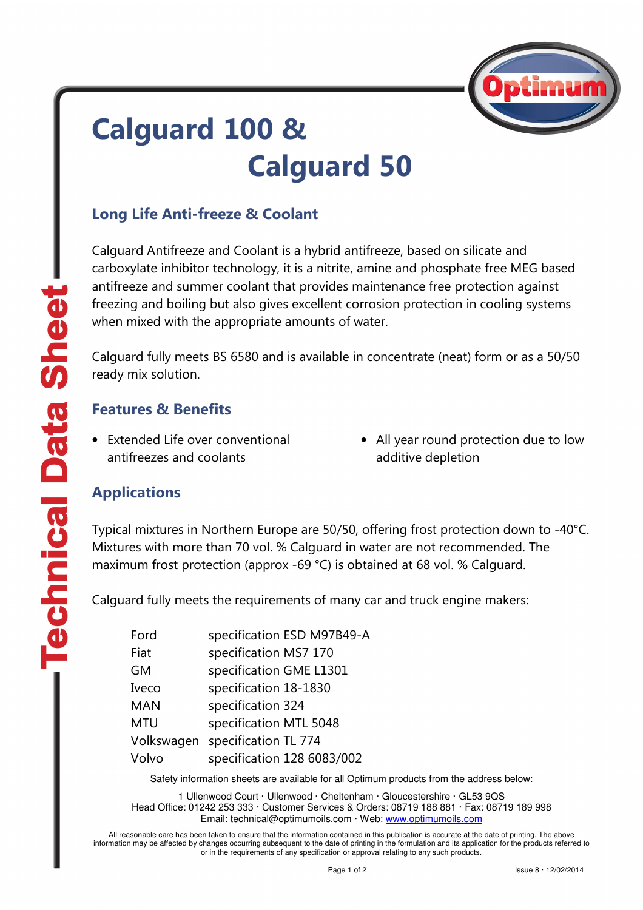# Calguard 100 & Calguard 50

## Long Life Anti-freeze & Coolant

Calguard Antifreeze and Coolant is a hybrid antifreeze, based on silicate and carboxylate inhibitor technology, it is a nitrite, amine and phosphate free MEG based antifreeze and summer coolant that provides maintenance free protection against freezing and boiling but also gives excellent corrosion protection in cooling systems when mixed with the appropriate amounts of water.

Calguard fully meets BS 6580 and is available in concentrate (neat) form or as a 50/50 ready mix solution.

## Features & Benefits

- Extended Life over conventional antifreezes and coolants
- All year round protection due to low additive depletion

## Applications

Typical mixtures in Northern Europe are 50/50, offering frost protection down to -40°C. Mixtures with more than 70 vol. % Calguard in water are not recommended. The maximum frost protection (approx -69 °C) is obtained at 68 vol. % Calguard.

Calguard fully meets the requirements of many car and truck engine makers:

| | |
|---|---|
| Ford | specification ESD M97B49-A |
| Fiat | specification MS7 170 |
| GM | specification GME L1301 |
| Iveco | specification 18-1830 |
| MAN | specification 324 |
| MTU | specification MTL 5048 |
| Volkswagen | specification TL 774 |
| Volvo | specification 128 6083/002 |

Safety information sheets are available for all Optimum products from the address below:

1 Ullenwood Court · Ullenwood · Cheltenham · Gloucestershire · GL53 9QS
Head Office: 01242 253 333 · Customer Services & Orders: 08719 188 881 · Fax: 08719 189 998
Email: technical@optimumoils.com · Web: www.optimumoils.com

All reasonable care has been taken to ensure that the information contained in this publication is accurate at the date of printing. The above information may be affected by changes occurring subsequent to the date of printing in the formulation and its application for the products referred to or in the requirements of any specification or approval relating to any such products.

Issue 8 · 12/02/2014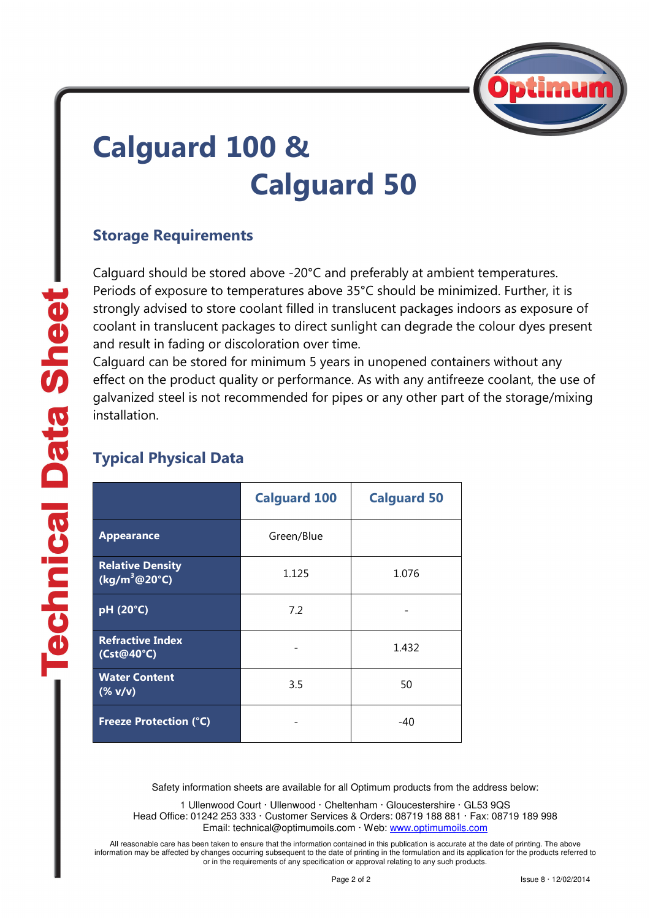# Calguard 100 & Calguard 50

## Storage Requirements

Calguard should be stored above -20°C and preferably at ambient temperatures. Periods of exposure to temperatures above 35°C should be minimized. Further, it is strongly advised to store coolant filled in translucent packages indoors as exposure of coolant in translucent packages to direct sunlight can degrade the colour dyes present and result in fading or discoloration over time.
Calguard can be stored for minimum 5 years in unopened containers without any effect on the product quality or performance. As with any antifreeze coolant, the use of galvanized steel is not recommended for pipes or any other part of the storage/mixing installation.

## Typical Physical Data

| | Calguard 100 | Calguard 50 |
|---|---|---|
| **Appearance** | Green/Blue | |
| **Relative Density ($kg/m^3$@20°C)** | 1.125 | 1.076 |
| **pH (20°C)** | 7.2 | - |
| **Refractive Index (Cst@40°C)** | - | 1.432 |
| **Water Content (% v/v)** | 3.5 | 50 |
| **Freeze Protection (°C)** | - | -40 |

Safety information sheets are available for all Optimum products from the address below:

1 Ullenwood Court · Ullenwood · Cheltenham · Gloucestershire · GL53 9QS
Head Office: 01242 253 333 · Customer Services & Orders: 08719 188 881 · Fax: 08719 189 998
Email: technical@optimumoils.com · Web: www.optimumoils.com

All reasonable care has been taken to ensure that the information contained in this publication is accurate at the date of printing. The above information may be affected by changes occurring subsequent to the date of printing in the formulation and its application for the products referred to or in the requirements of any specification or approval relating to any such products.

Issue 8 · 12/02/2014